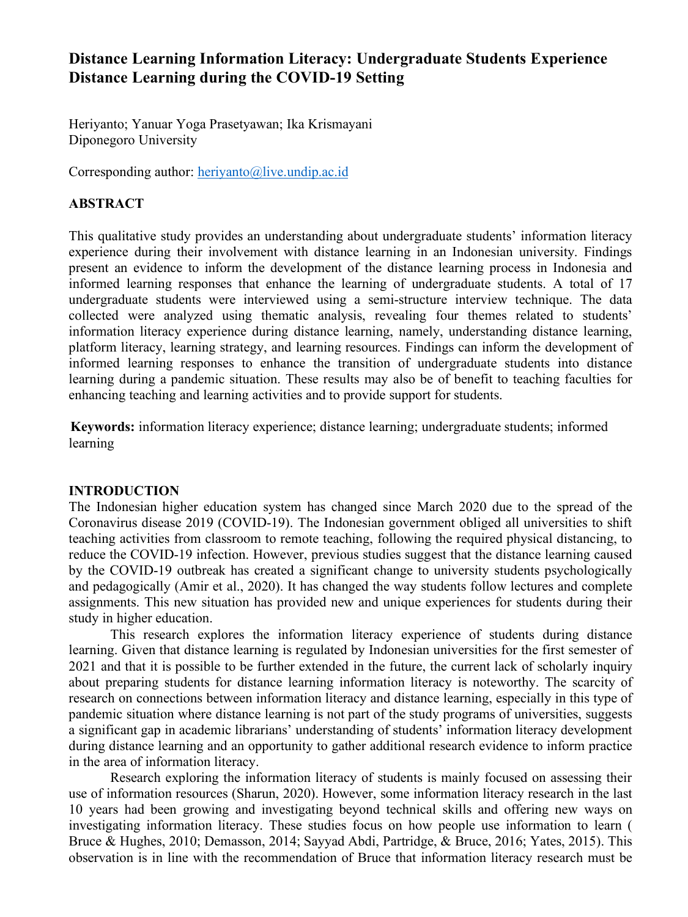# Distance Learning Information Literacy: Undergraduate Students Experience Distance Learning during the COVID-19 Setting

Heriyanto; Yanuar Yoga Prasetyawan; Ika Krismayani
Diponegoro University

Corresponding author: heriyanto@live.undip.ac.id

## ABSTRACT

This qualitative study provides an understanding about undergraduate students' information literacy experience during their involvement with distance learning in an Indonesian university. Findings present an evidence to inform the development of the distance learning process in Indonesia and informed learning responses that enhance the learning of undergraduate students. A total of 17 undergraduate students were interviewed using a semi-structure interview technique. The data collected were analyzed using thematic analysis, revealing four themes related to students' information literacy experience during distance learning, namely, understanding distance learning, platform literacy, learning strategy, and learning resources. Findings can inform the development of informed learning responses to enhance the transition of undergraduate students into distance learning during a pandemic situation. These results may also be of benefit to teaching faculties for enhancing teaching and learning activities and to provide support for students.

**Keywords:** information literacy experience; distance learning; undergraduate students; informed learning

## INTRODUCTION

The Indonesian higher education system has changed since March 2020 due to the spread of the Coronavirus disease 2019 (COVID-19). The Indonesian government obliged all universities to shift teaching activities from classroom to remote teaching, following the required physical distancing, to reduce the COVID-19 infection. However, previous studies suggest that the distance learning caused by the COVID-19 outbreak has created a significant change to university students psychologically and pedagogically (Amir et al., 2020). It has changed the way students follow lectures and complete assignments. This new situation has provided new and unique experiences for students during their study in higher education.

This research explores the information literacy experience of students during distance learning. Given that distance learning is regulated by Indonesian universities for the first semester of 2021 and that it is possible to be further extended in the future, the current lack of scholarly inquiry about preparing students for distance learning information literacy is noteworthy. The scarcity of research on connections between information literacy and distance learning, especially in this type of pandemic situation where distance learning is not part of the study programs of universities, suggests a significant gap in academic librarians' understanding of students' information literacy development during distance learning and an opportunity to gather additional research evidence to inform practice in the area of information literacy.

Research exploring the information literacy of students is mainly focused on assessing their use of information resources (Sharun, 2020). However, some information literacy research in the last 10 years had been growing and investigating beyond technical skills and offering new ways on investigating information literacy. These studies focus on how people use information to learn ( Bruce & Hughes, 2010; Demasson, 2014; Sayyad Abdi, Partridge, & Bruce, 2016; Yates, 2015). This observation is in line with the recommendation of Bruce that information literacy research must be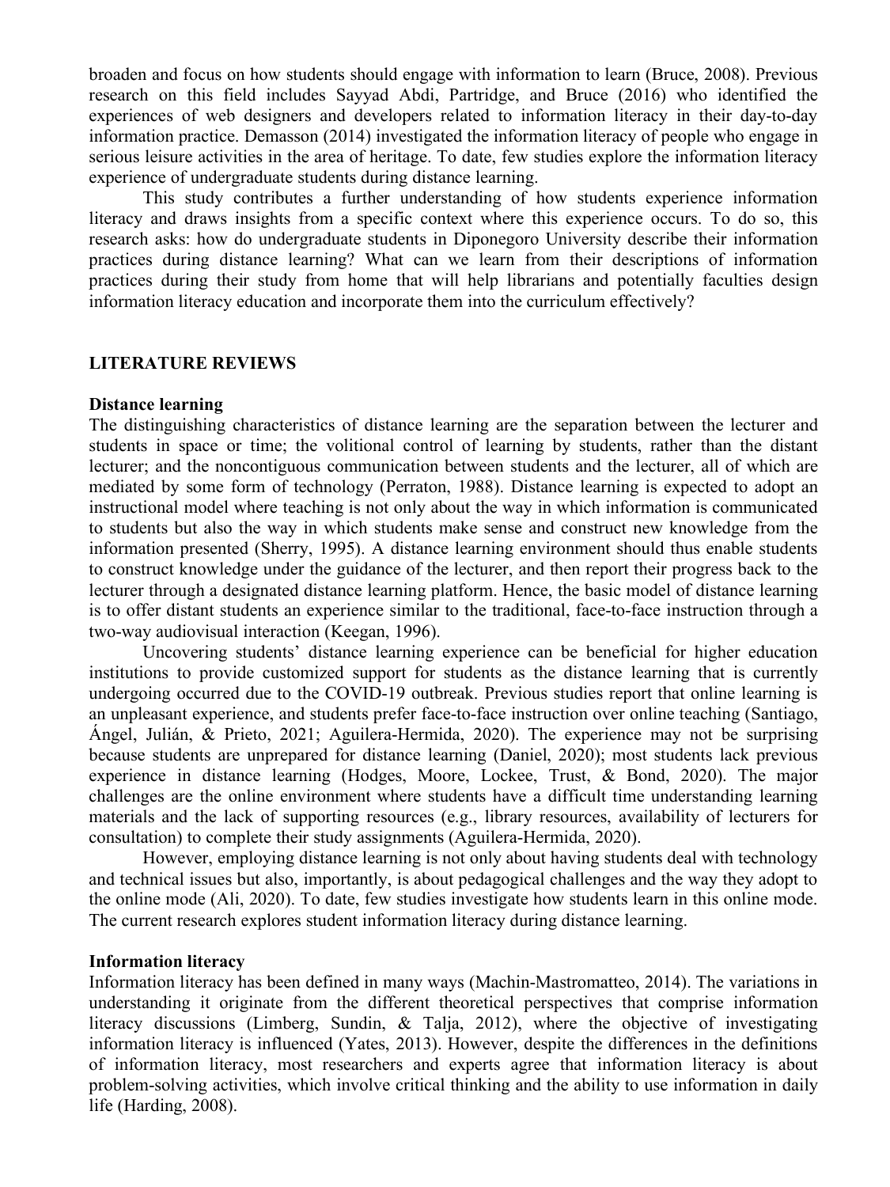broaden and focus on how students should engage with information to learn (Bruce, 2008). Previous research on this field includes Sayyad Abdi, Partridge, and Bruce (2016) who identified the experiences of web designers and developers related to information literacy in their day-to-day information practice. Demasson (2014) investigated the information literacy of people who engage in serious leisure activities in the area of heritage. To date, few studies explore the information literacy experience of undergraduate students during distance learning.

This study contributes a further understanding of how students experience information literacy and draws insights from a specific context where this experience occurs. To do so, this research asks: how do undergraduate students in Diponegoro University describe their information practices during distance learning? What can we learn from their descriptions of information practices during their study from home that will help librarians and potentially faculties design information literacy education and incorporate them into the curriculum effectively?

## LITERATURE REVIEWS

### Distance learning

The distinguishing characteristics of distance learning are the separation between the lecturer and students in space or time; the volitional control of learning by students, rather than the distant lecturer; and the noncontiguous communication between students and the lecturer, all of which are mediated by some form of technology (Perraton, 1988). Distance learning is expected to adopt an instructional model where teaching is not only about the way in which information is communicated to students but also the way in which students make sense and construct new knowledge from the information presented (Sherry, 1995). A distance learning environment should thus enable students to construct knowledge under the guidance of the lecturer, and then report their progress back to the lecturer through a designated distance learning platform. Hence, the basic model of distance learning is to offer distant students an experience similar to the traditional, face-to-face instruction through a two-way audiovisual interaction (Keegan, 1996).

Uncovering students' distance learning experience can be beneficial for higher education institutions to provide customized support for students as the distance learning that is currently undergoing occurred due to the COVID-19 outbreak. Previous studies report that online learning is an unpleasant experience, and students prefer face-to-face instruction over online teaching (Santiago, Ángel, Julián, & Prieto, 2021; Aguilera-Hermida, 2020). The experience may not be surprising because students are unprepared for distance learning (Daniel, 2020); most students lack previous experience in distance learning (Hodges, Moore, Lockee, Trust, & Bond, 2020). The major challenges are the online environment where students have a difficult time understanding learning materials and the lack of supporting resources (e.g., library resources, availability of lecturers for consultation) to complete their study assignments (Aguilera-Hermida, 2020).

However, employing distance learning is not only about having students deal with technology and technical issues but also, importantly, is about pedagogical challenges and the way they adopt to the online mode (Ali, 2020). To date, few studies investigate how students learn in this online mode. The current research explores student information literacy during distance learning.

### Information literacy

Information literacy has been defined in many ways (Machin-Mastromatteo, 2014). The variations in understanding it originate from the different theoretical perspectives that comprise information literacy discussions (Limberg, Sundin, & Talja, 2012), where the objective of investigating information literacy is influenced (Yates, 2013). However, despite the differences in the definitions of information literacy, most researchers and experts agree that information literacy is about problem-solving activities, which involve critical thinking and the ability to use information in daily life (Harding, 2008).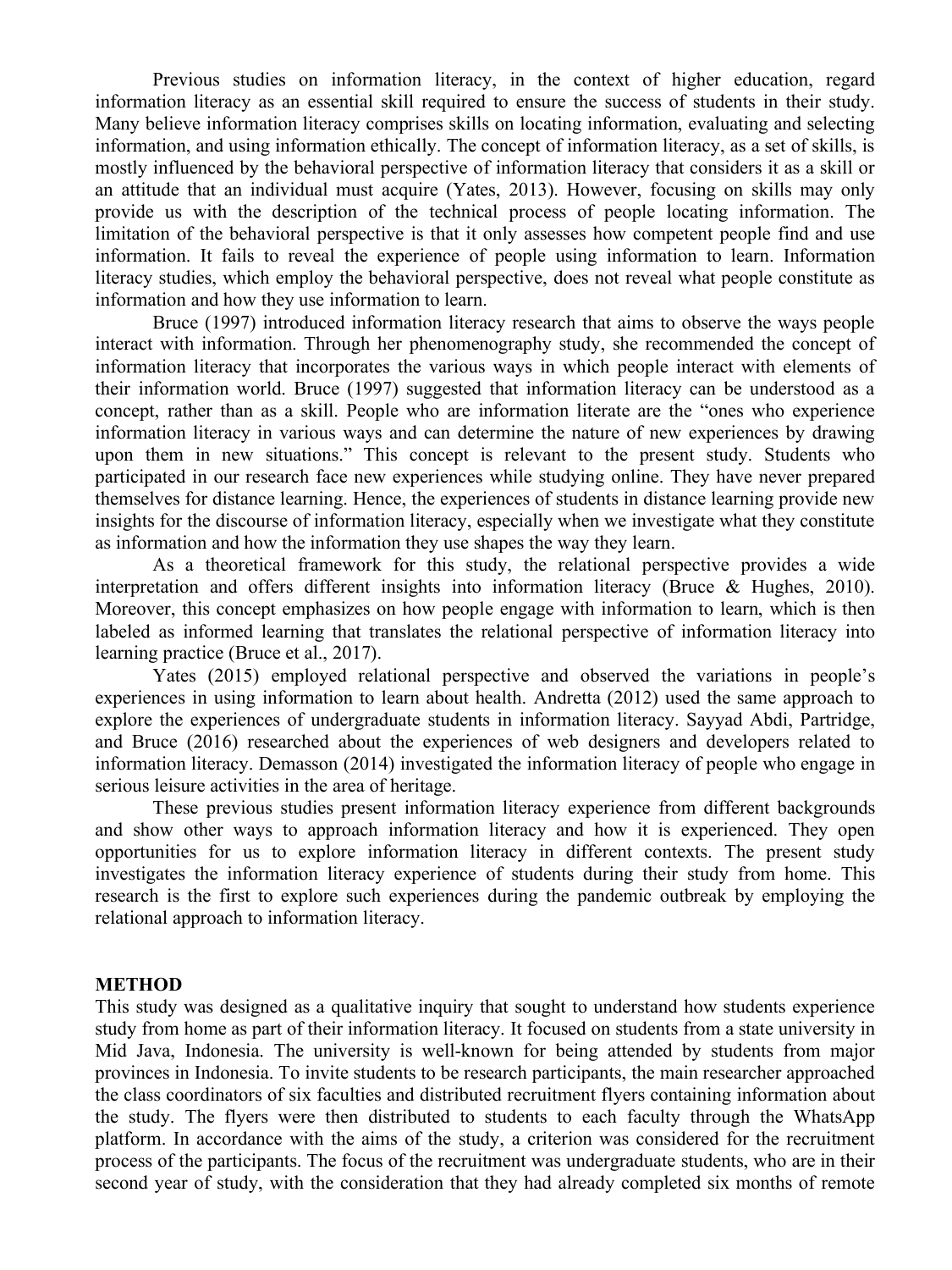Previous studies on information literacy, in the context of higher education, regard information literacy as an essential skill required to ensure the success of students in their study. Many believe information literacy comprises skills on locating information, evaluating and selecting information, and using information ethically. The concept of information literacy, as a set of skills, is mostly influenced by the behavioral perspective of information literacy that considers it as a skill or an attitude that an individual must acquire (Yates, 2013). However, focusing on skills may only provide us with the description of the technical process of people locating information. The limitation of the behavioral perspective is that it only assesses how competent people find and use information. It fails to reveal the experience of people using information to learn. Information literacy studies, which employ the behavioral perspective, does not reveal what people constitute as information and how they use information to learn.

Bruce (1997) introduced information literacy research that aims to observe the ways people interact with information. Through her phenomenography study, she recommended the concept of information literacy that incorporates the various ways in which people interact with elements of their information world. Bruce (1997) suggested that information literacy can be understood as a concept, rather than as a skill. People who are information literate are the "ones who experience information literacy in various ways and can determine the nature of new experiences by drawing upon them in new situations." This concept is relevant to the present study. Students who participated in our research face new experiences while studying online. They have never prepared themselves for distance learning. Hence, the experiences of students in distance learning provide new insights for the discourse of information literacy, especially when we investigate what they constitute as information and how the information they use shapes the way they learn.

As a theoretical framework for this study, the relational perspective provides a wide interpretation and offers different insights into information literacy (Bruce & Hughes, 2010). Moreover, this concept emphasizes on how people engage with information to learn, which is then labeled as informed learning that translates the relational perspective of information literacy into learning practice (Bruce et al., 2017).

Yates (2015) employed relational perspective and observed the variations in people's experiences in using information to learn about health. Andretta (2012) used the same approach to explore the experiences of undergraduate students in information literacy. Sayyad Abdi, Partridge, and Bruce (2016) researched about the experiences of web designers and developers related to information literacy. Demasson (2014) investigated the information literacy of people who engage in serious leisure activities in the area of heritage.

These previous studies present information literacy experience from different backgrounds and show other ways to approach information literacy and how it is experienced. They open opportunities for us to explore information literacy in different contexts. The present study investigates the information literacy experience of students during their study from home. This research is the first to explore such experiences during the pandemic outbreak by employing the relational approach to information literacy.

## METHOD

This study was designed as a qualitative inquiry that sought to understand how students experience study from home as part of their information literacy. It focused on students from a state university in Mid Java, Indonesia. The university is well-known for being attended by students from major provinces in Indonesia. To invite students to be research participants, the main researcher approached the class coordinators of six faculties and distributed recruitment flyers containing information about the study. The flyers were then distributed to students to each faculty through the WhatsApp platform. In accordance with the aims of the study, a criterion was considered for the recruitment process of the participants. The focus of the recruitment was undergraduate students, who are in their second year of study, with the consideration that they had already completed six months of remote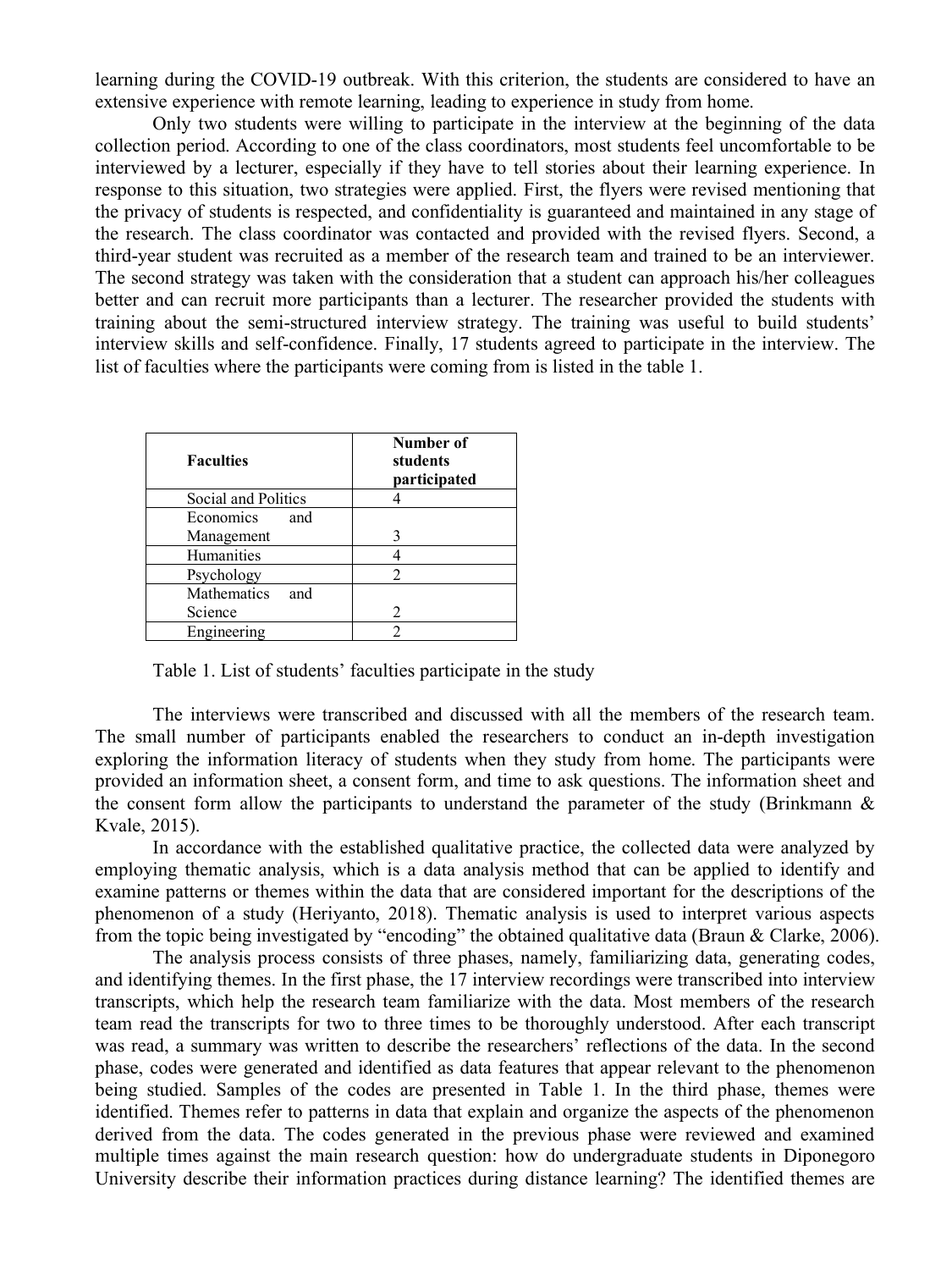learning during the COVID-19 outbreak. With this criterion, the students are considered to have an extensive experience with remote learning, leading to experience in study from home.

Only two students were willing to participate in the interview at the beginning of the data collection period. According to one of the class coordinators, most students feel uncomfortable to be interviewed by a lecturer, especially if they have to tell stories about their learning experience. In response to this situation, two strategies were applied. First, the flyers were revised mentioning that the privacy of students is respected, and confidentiality is guaranteed and maintained in any stage of the research. The class coordinator was contacted and provided with the revised flyers. Second, a third-year student was recruited as a member of the research team and trained to be an interviewer. The second strategy was taken with the consideration that a student can approach his/her colleagues better and can recruit more participants than a lecturer. The researcher provided the students with training about the semi-structured interview strategy. The training was useful to build students' interview skills and self-confidence. Finally, 17 students agreed to participate in the interview. The list of faculties where the participants were coming from is listed in the table 1.

| Faculties | Number of students participated |
|---|---|
| Social and Politics | 4 |
| Economics and Management | 3 |
| Humanities | 4 |
| Psychology | 2 |
| Mathematics and Science | 2 |
| Engineering | 2 |

Table 1. List of students' faculties participate in the study

The interviews were transcribed and discussed with all the members of the research team. The small number of participants enabled the researchers to conduct an in-depth investigation exploring the information literacy of students when they study from home. The participants were provided an information sheet, a consent form, and time to ask questions. The information sheet and the consent form allow the participants to understand the parameter of the study (Brinkmann & Kvale, 2015).

In accordance with the established qualitative practice, the collected data were analyzed by employing thematic analysis, which is a data analysis method that can be applied to identify and examine patterns or themes within the data that are considered important for the descriptions of the phenomenon of a study (Heriyanto, 2018). Thematic analysis is used to interpret various aspects from the topic being investigated by "encoding" the obtained qualitative data (Braun & Clarke, 2006).

The analysis process consists of three phases, namely, familiarizing data, generating codes, and identifying themes. In the first phase, the 17 interview recordings were transcribed into interview transcripts, which help the research team familiarize with the data. Most members of the research team read the transcripts for two to three times to be thoroughly understood. After each transcript was read, a summary was written to describe the researchers' reflections of the data. In the second phase, codes were generated and identified as data features that appear relevant to the phenomenon being studied. Samples of the codes are presented in Table 1. In the third phase, themes were identified. Themes refer to patterns in data that explain and organize the aspects of the phenomenon derived from the data. The codes generated in the previous phase were reviewed and examined multiple times against the main research question: how do undergraduate students in Diponegoro University describe their information practices during distance learning? The identified themes are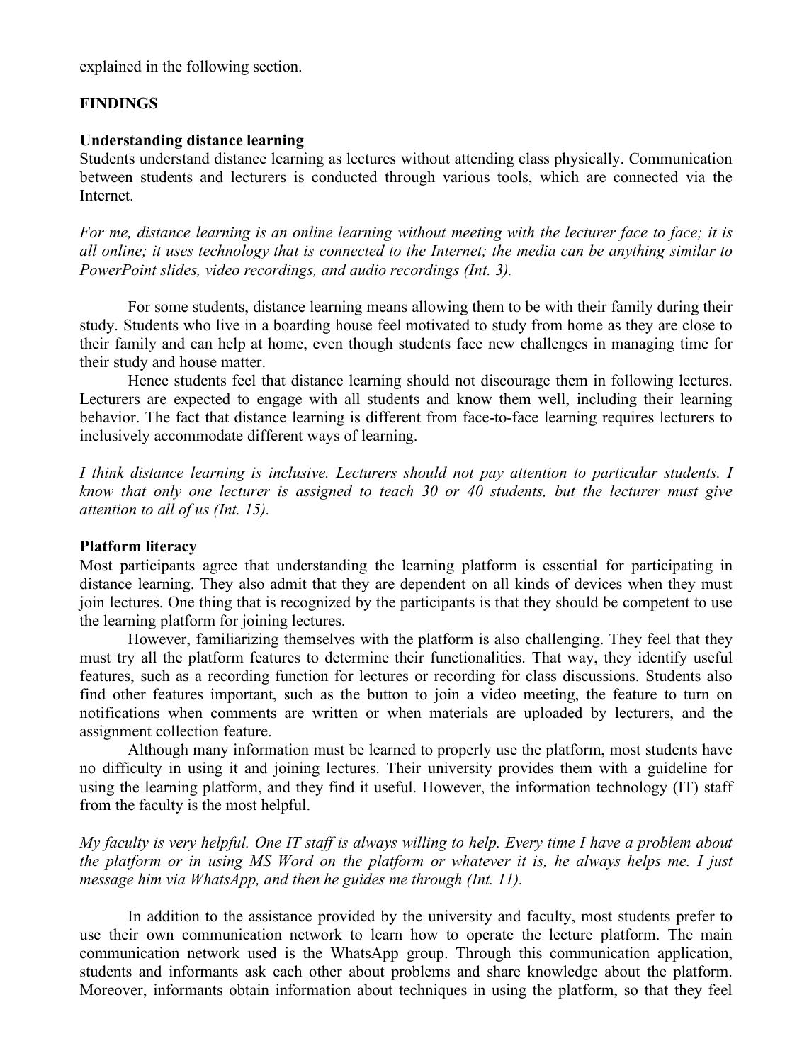explained in the following section.

## FINDINGS

### Understanding distance learning

Students understand distance learning as lectures without attending class physically. Communication between students and lecturers is conducted through various tools, which are connected via the Internet.

*For me, distance learning is an online learning without meeting with the lecturer face to face; it is all online; it uses technology that is connected to the Internet; the media can be anything similar to PowerPoint slides, video recordings, and audio recordings (Int. 3).*

For some students, distance learning means allowing them to be with their family during their study. Students who live in a boarding house feel motivated to study from home as they are close to their family and can help at home, even though students face new challenges in managing time for their study and house matter.

Hence students feel that distance learning should not discourage them in following lectures. Lecturers are expected to engage with all students and know them well, including their learning behavior. The fact that distance learning is different from face-to-face learning requires lecturers to inclusively accommodate different ways of learning.

*I think distance learning is inclusive. Lecturers should not pay attention to particular students. I know that only one lecturer is assigned to teach 30 or 40 students, but the lecturer must give attention to all of us (Int. 15).*

### Platform literacy

Most participants agree that understanding the learning platform is essential for participating in distance learning. They also admit that they are dependent on all kinds of devices when they must join lectures. One thing that is recognized by the participants is that they should be competent to use the learning platform for joining lectures.

However, familiarizing themselves with the platform is also challenging. They feel that they must try all the platform features to determine their functionalities. That way, they identify useful features, such as a recording function for lectures or recording for class discussions. Students also find other features important, such as the button to join a video meeting, the feature to turn on notifications when comments are written or when materials are uploaded by lecturers, and the assignment collection feature.

Although many information must be learned to properly use the platform, most students have no difficulty in using it and joining lectures. Their university provides them with a guideline for using the learning platform, and they find it useful. However, the information technology (IT) staff from the faculty is the most helpful.

*My faculty is very helpful. One IT staff is always willing to help. Every time I have a problem about the platform or in using MS Word on the platform or whatever it is, he always helps me. I just message him via WhatsApp, and then he guides me through (Int. 11).*

In addition to the assistance provided by the university and faculty, most students prefer to use their own communication network to learn how to operate the lecture platform. The main communication network used is the WhatsApp group. Through this communication application, students and informants ask each other about problems and share knowledge about the platform. Moreover, informants obtain information about techniques in using the platform, so that they feel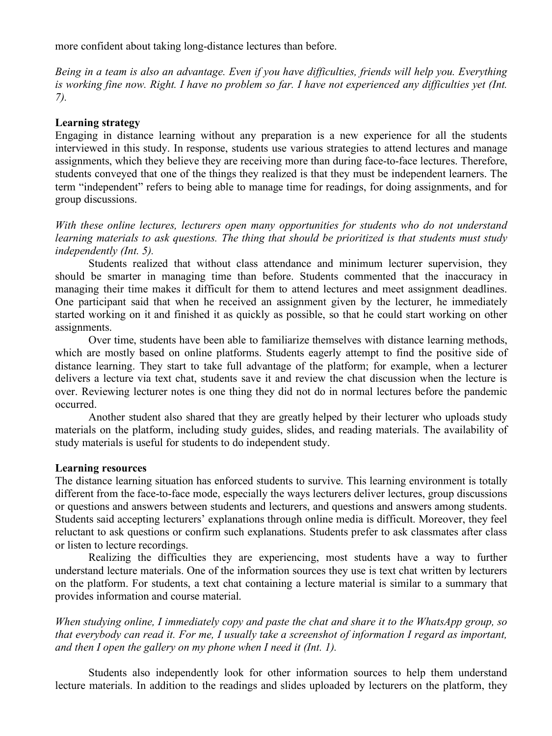more confident about taking long-distance lectures than before.

*Being in a team is also an advantage. Even if you have difficulties, friends will help you. Everything is working fine now. Right. I have no problem so far. I have not experienced any difficulties yet (Int. 7).*

**Learning strategy**

Engaging in distance learning without any preparation is a new experience for all the students interviewed in this study. In response, students use various strategies to attend lectures and manage assignments, which they believe they are receiving more than during face-to-face lectures. Therefore, students conveyed that one of the things they realized is that they must be independent learners. The term "independent" refers to being able to manage time for readings, for doing assignments, and for group discussions.

*With these online lectures, lecturers open many opportunities for students who do not understand learning materials to ask questions. The thing that should be prioritized is that students must study independently (Int. 5).*

Students realized that without class attendance and minimum lecturer supervision, they should be smarter in managing time than before. Students commented that the inaccuracy in managing their time makes it difficult for them to attend lectures and meet assignment deadlines. One participant said that when he received an assignment given by the lecturer, he immediately started working on it and finished it as quickly as possible, so that he could start working on other assignments.

Over time, students have been able to familiarize themselves with distance learning methods, which are mostly based on online platforms. Students eagerly attempt to find the positive side of distance learning. They start to take full advantage of the platform; for example, when a lecturer delivers a lecture via text chat, students save it and review the chat discussion when the lecture is over. Reviewing lecturer notes is one thing they did not do in normal lectures before the pandemic occurred.

Another student also shared that they are greatly helped by their lecturer who uploads study materials on the platform, including study guides, slides, and reading materials. The availability of study materials is useful for students to do independent study.

**Learning resources**

The distance learning situation has enforced students to survive. This learning environment is totally different from the face-to-face mode, especially the ways lecturers deliver lectures, group discussions or questions and answers between students and lecturers, and questions and answers among students. Students said accepting lecturers' explanations through online media is difficult. Moreover, they feel reluctant to ask questions or confirm such explanations. Students prefer to ask classmates after class or listen to lecture recordings.

Realizing the difficulties they are experiencing, most students have a way to further understand lecture materials. One of the information sources they use is text chat written by lecturers on the platform. For students, a text chat containing a lecture material is similar to a summary that provides information and course material.

*When studying online, I immediately copy and paste the chat and share it to the WhatsApp group, so that everybody can read it. For me, I usually take a screenshot of information I regard as important, and then I open the gallery on my phone when I need it (Int. 1).*

Students also independently look for other information sources to help them understand lecture materials. In addition to the readings and slides uploaded by lecturers on the platform, they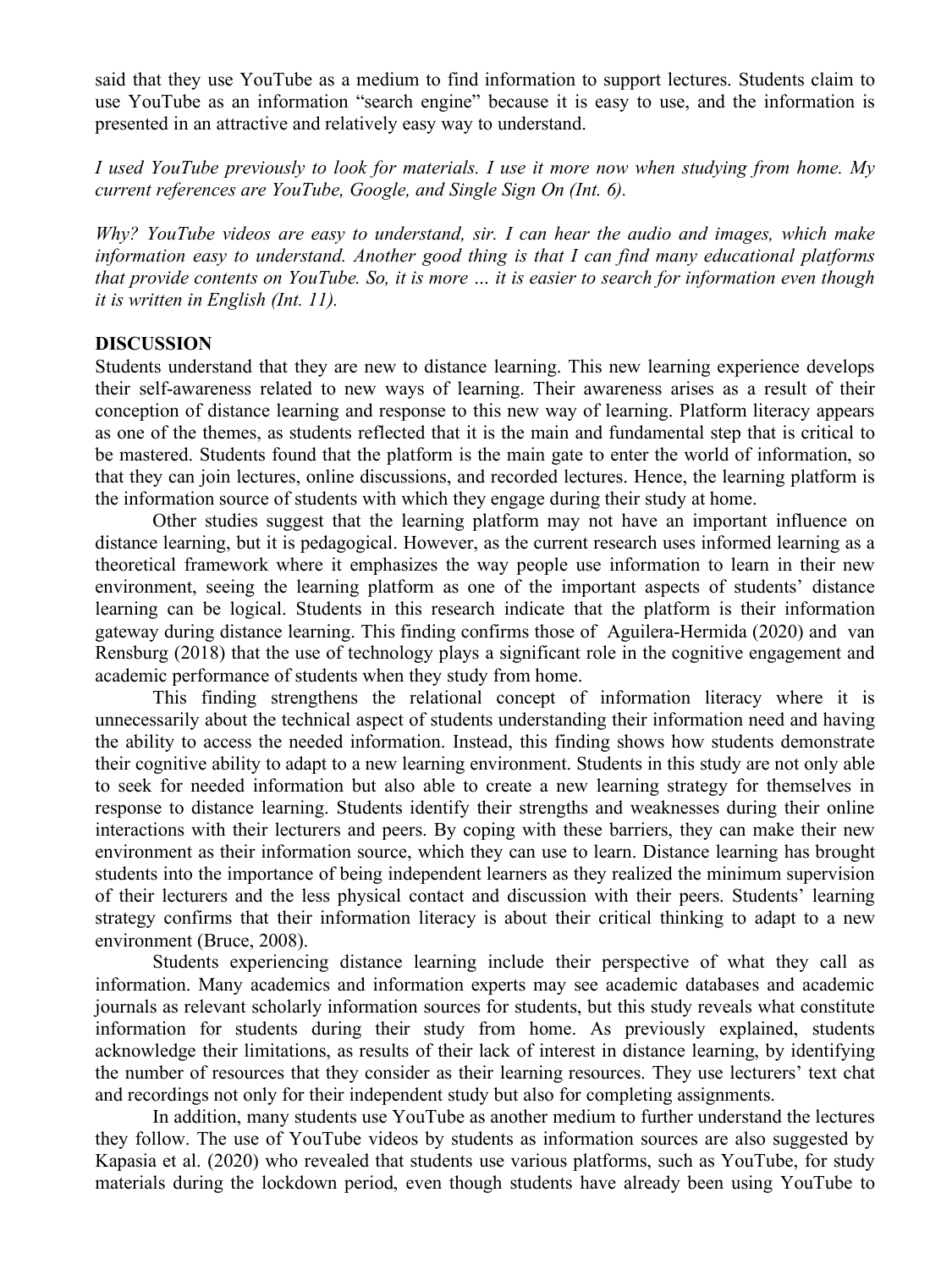said that they use YouTube as a medium to find information to support lectures. Students claim to use YouTube as an information "search engine" because it is easy to use, and the information is presented in an attractive and relatively easy way to understand.

*I used YouTube previously to look for materials. I use it more now when studying from home. My current references are YouTube, Google, and Single Sign On (Int. 6).*

*Why? YouTube videos are easy to understand, sir. I can hear the audio and images, which make information easy to understand. Another good thing is that I can find many educational platforms that provide contents on YouTube. So, it is more … it is easier to search for information even though it is written in English (Int. 11).*

## DISCUSSION

Students understand that they are new to distance learning. This new learning experience develops their self-awareness related to new ways of learning. Their awareness arises as a result of their conception of distance learning and response to this new way of learning. Platform literacy appears as one of the themes, as students reflected that it is the main and fundamental step that is critical to be mastered. Students found that the platform is the main gate to enter the world of information, so that they can join lectures, online discussions, and recorded lectures. Hence, the learning platform is the information source of students with which they engage during their study at home.

Other studies suggest that the learning platform may not have an important influence on distance learning, but it is pedagogical. However, as the current research uses informed learning as a theoretical framework where it emphasizes the way people use information to learn in their new environment, seeing the learning platform as one of the important aspects of students' distance learning can be logical. Students in this research indicate that the platform is their information gateway during distance learning. This finding confirms those of Aguilera-Hermida (2020) and van Rensburg (2018) that the use of technology plays a significant role in the cognitive engagement and academic performance of students when they study from home.

This finding strengthens the relational concept of information literacy where it is unnecessarily about the technical aspect of students understanding their information need and having the ability to access the needed information. Instead, this finding shows how students demonstrate their cognitive ability to adapt to a new learning environment. Students in this study are not only able to seek for needed information but also able to create a new learning strategy for themselves in response to distance learning. Students identify their strengths and weaknesses during their online interactions with their lecturers and peers. By coping with these barriers, they can make their new environment as their information source, which they can use to learn. Distance learning has brought students into the importance of being independent learners as they realized the minimum supervision of their lecturers and the less physical contact and discussion with their peers. Students' learning strategy confirms that their information literacy is about their critical thinking to adapt to a new environment (Bruce, 2008).

Students experiencing distance learning include their perspective of what they call as information. Many academics and information experts may see academic databases and academic journals as relevant scholarly information sources for students, but this study reveals what constitute information for students during their study from home. As previously explained, students acknowledge their limitations, as results of their lack of interest in distance learning, by identifying the number of resources that they consider as their learning resources. They use lecturers' text chat and recordings not only for their independent study but also for completing assignments.

In addition, many students use YouTube as another medium to further understand the lectures they follow. The use of YouTube videos by students as information sources are also suggested by Kapasia et al. (2020) who revealed that students use various platforms, such as YouTube, for study materials during the lockdown period, even though students have already been using YouTube to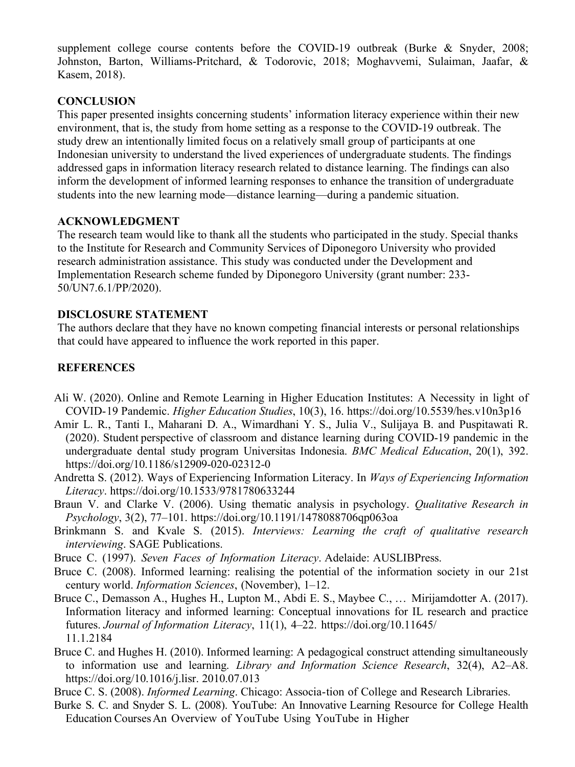supplement college course contents before the COVID-19 outbreak (Burke & Snyder, 2008; Johnston, Barton, Williams-Pritchard, & Todorovic, 2018; Moghavvemi, Sulaiman, Jaafar, & Kasem, 2018).

## CONCLUSION

This paper presented insights concerning students' information literacy experience within their new environment, that is, the study from home setting as a response to the COVID-19 outbreak. The study drew an intentionally limited focus on a relatively small group of participants at one Indonesian university to understand the lived experiences of undergraduate students. The findings addressed gaps in information literacy research related to distance learning. The findings can also inform the development of informed learning responses to enhance the transition of undergraduate students into the new learning mode—distance learning—during a pandemic situation.

## ACKNOWLEDGMENT

The research team would like to thank all the students who participated in the study. Special thanks to the Institute for Research and Community Services of Diponegoro University who provided research administration assistance. This study was conducted under the Development and Implementation Research scheme funded by Diponegoro University (grant number: 233-50/UN7.6.1/PP/2020).

## DISCLOSURE STATEMENT

The authors declare that they have no known competing financial interests or personal relationships that could have appeared to influence the work reported in this paper.

## REFERENCES

Ali W. (2020). Online and Remote Learning in Higher Education Institutes: A Necessity in light of COVID-19 Pandemic. *Higher Education Studies*, 10(3), 16. https://doi.org/10.5539/hes.v10n3p16

Amir L. R., Tanti I., Maharani D. A., Wimardhani Y. S., Julia V., Sulijaya B. and Puspitawati R. (2020). Student perspective of classroom and distance learning during COVID-19 pandemic in the undergraduate dental study program Universitas Indonesia. *BMC Medical Education*, 20(1), 392. https://doi.org/10.1186/s12909-020-02312-0

Andretta S. (2012). Ways of Experiencing Information Literacy. In *Ways of Experiencing Information Literacy*. https://doi.org/10.1533/9781780633244

Braun V. and Clarke V. (2006). Using thematic analysis in psychology. *Qualitative Research in Psychology*, 3(2), 77–101. https://doi.org/10.1191/1478088706qp063oa

Brinkmann S. and Kvale S. (2015). *Interviews: Learning the craft of qualitative research interviewing*. SAGE Publications.

Bruce C. (1997). *Seven Faces of Information Literacy*. Adelaide: AUSLIBPress.

Bruce C. (2008). Informed learning: realising the potential of the information society in our 21st century world. *Information Sciences*, (November), 1–12.

Bruce C., Demasson A., Hughes H., Lupton M., Abdi E. S., Maybee C., … Mirijamdotter A. (2017). Information literacy and informed learning: Conceptual innovations for IL research and practice futures. *Journal of Information Literacy*, 11(1), 4–22. https://doi.org/10.11645/11.1.2184

Bruce C. and Hughes H. (2010). Informed learning: A pedagogical construct attending simultaneously to information use and learning. *Library and Information Science Research*, 32(4), A2–A8. https://doi.org/10.1016/j.lisr. 2010.07.013

Bruce C. S. (2008). *Informed Learning*. Chicago: Associa-tion of College and Research Libraries.

Burke S. C. and Snyder S. L. (2008). YouTube: An Innovative Learning Resource for College Health Education Courses An Overview of YouTube Using YouTube in Higher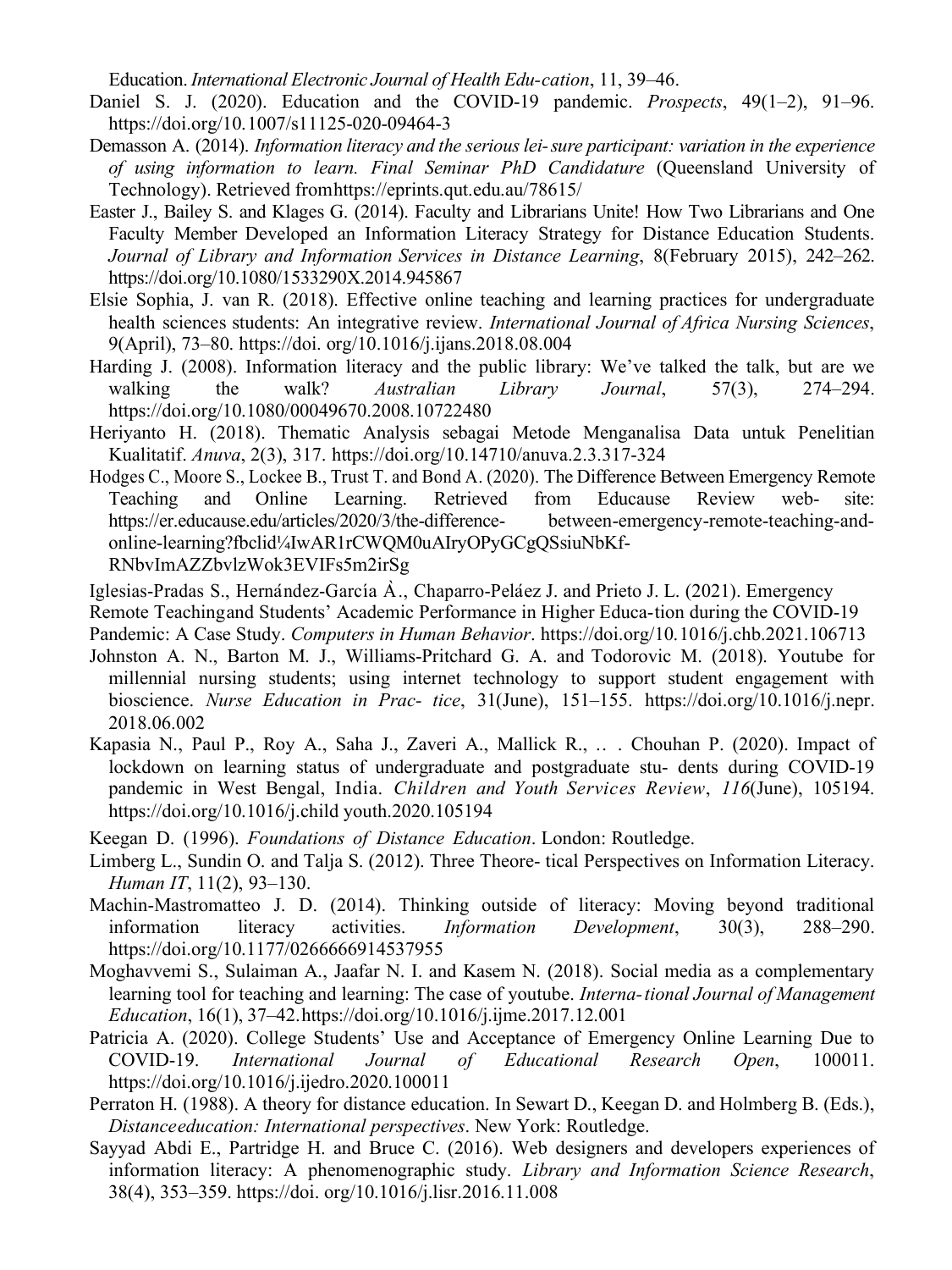Education. *International Electronic Journal of Health Edu-cation*, 11, 39–46.

Daniel S. J. (2020). Education and the COVID-19 pandemic. *Prospects*, 49(1–2), 91–96. https://doi.org/10.1007/s11125-020-09464-3

Demasson A. (2014). *Information literacy and the serious lei- sure participant: variation in the experience of using information to learn. Final Seminar PhD Candidature* (Queensland University of Technology). Retrieved fromhttps://eprints.qut.edu.au/78615/

Easter J., Bailey S. and Klages G. (2014). Faculty and Librarians Unite! How Two Librarians and One Faculty Member Developed an Information Literacy Strategy for Distance Education Students. *Journal of Library and Information Services in Distance Learning*, 8(February 2015), 242–262. https://doi.org/10.1080/1533290X.2014.945867

Elsie Sophia, J. van R. (2018). Effective online teaching and learning practices for undergraduate health sciences students: An integrative review. *International Journal of Africa Nursing Sciences*, 9(April), 73–80. https://doi. org/10.1016/j.ijans.2018.08.004

Harding J. (2008). Information literacy and the public library: We've talked the talk, but are we walking the walk? *Australian Library Journal*, 57(3), 274–294. https://doi.org/10.1080/00049670.2008.10722480

Heriyanto H. (2018). Thematic Analysis sebagai Metode Menganalisa Data untuk Penelitian Kualitatif. *Anuva*, 2(3), 317. https://doi.org/10.14710/anuva.2.3.317-324

Hodges C., Moore S., Lockee B., Trust T. and Bond A. (2020). The Difference Between Emergency Remote Teaching and Online Learning. Retrieved from Educause Review web- site: https://er.educause.edu/articles/2020/3/the-difference- between-emergency-remote-teaching-and-online-learning?fbclid¼IwAR1rCWQM0uAIryOPyGCgQSsiuNbKf-RNbvImAZZbvlzWok3EVIFs5m2irSg

Iglesias-Pradas S., Hernández-García Á., Chaparro-Peláez J. and Prieto J. L. (2021). Emergency Remote Teachingand Students' Academic Performance in Higher Educa-tion during the COVID-19 Pandemic: A Case Study. *Computers in Human Behavior*. https://doi.org/10.1016/j.chb.2021.106713

Johnston A. N., Barton M. J., Williams-Pritchard G. A. and Todorovic M. (2018). Youtube for millennial nursing students; using internet technology to support student engagement with bioscience. *Nurse Education in Prac- tice*, 31(June), 151–155. https://doi.org/10.1016/j.nepr. 2018.06.002

Kapasia N., Paul P., Roy A., Saha J., Zaveri A., Mallick R., .. . Chouhan P. (2020). Impact of lockdown on learning status of undergraduate and postgraduate stu- dents during COVID-19 pandemic in West Bengal, India. *Children and Youth Services Review*, *116*(June), 105194. https://doi.org/10.1016/j.child youth.2020.105194

Keegan D. (1996). *Foundations of Distance Education*. London: Routledge.

Limberg L., Sundin O. and Talja S. (2012). Three Theore- tical Perspectives on Information Literacy. *Human IT*, 11(2), 93–130.

Machin-Mastromatteo J. D. (2014). Thinking outside of literacy: Moving beyond traditional information literacy activities. *Information Development*, 30(3), 288–290. https://doi.org/10.1177/0266666914537955

Moghavvemi S., Sulaiman A., Jaafar N. I. and Kasem N. (2018). Social media as a complementary learning tool for teaching and learning: The case of youtube. *Interna- tional Journal of Management Education*, 16(1), 37–42.https://doi.org/10.1016/j.ijme.2017.12.001

Patricia A. (2020). College Students' Use and Acceptance of Emergency Online Learning Due to COVID-19. *International Journal of Educational Research Open*, 100011. https://doi.org/10.1016/j.ijedro.2020.100011

Perraton H. (1988). A theory for distance education. In Sewart D., Keegan D. and Holmberg B. (Eds.), *Distanceeducation: International perspectives*. New York: Routledge.

Sayyad Abdi E., Partridge H. and Bruce C. (2016). Web designers and developers experiences of information literacy: A phenomenographic study. *Library and Information Science Research*, 38(4), 353–359. https://doi. org/10.1016/j.lisr.2016.11.008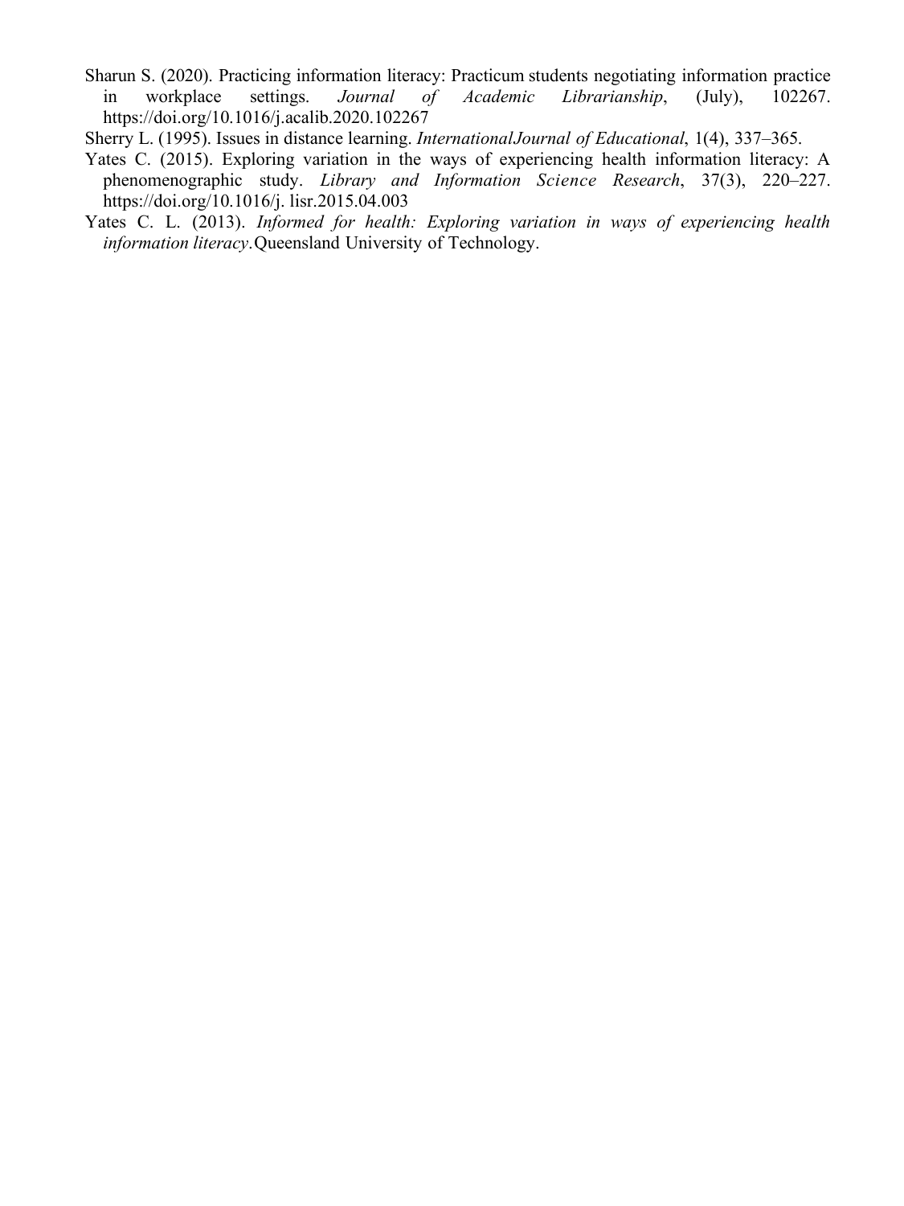Sharun S. (2020). Practicing information literacy: Practicum students negotiating information practice in workplace settings. *Journal of Academic Librarianship*, (July), 102267. https://doi.org/10.1016/j.acalib.2020.102267

Sherry L. (1995). Issues in distance learning. *InternationalJournal of Educational*, 1(4), 337–365.

Yates C. (2015). Exploring variation in the ways of experiencing health information literacy: A phenomenographic study. *Library and Information Science Research*, 37(3), 220–227. https://doi.org/10.1016/j. lisr.2015.04.003

Yates C. L. (2013). *Informed for health: Exploring variation in ways of experiencing health information literacy*.Queensland University of Technology.